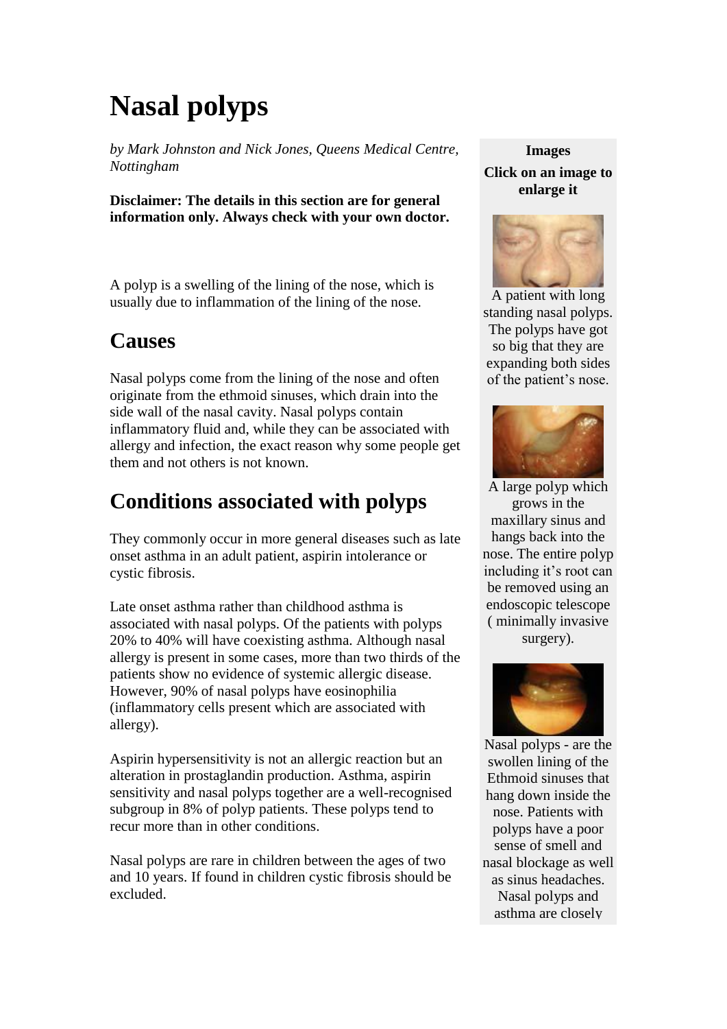# Nasal polyps

*by Mark Johnston and Nick Jones, Queens Medical Centre, Nottingham*

**Disclaimer: The details in this section are for general information only. Always check with your own doctor.**

A polyp is a swelling of the lining of the nose, which is usually due to inflammation of the lining of the nose.

## Causes

Nasal polyps come from the lining of the nose and often originate from the ethmoid sinuses, which drain into the side wall of the nasal cavity. Nasal polyps contain inflammatory fluid and, while they can be associated with allergy and infection, the exact reason why some people get them and not others is not known.

## Conditions associated with polyps

They commonly occur in more general diseases such as late onset asthma in an adult patient, aspirin intolerance or cystic fibrosis.

Late onset asthma rather than childhood asthma is associated with nasal polyps. Of the patients with polyps 20% to 40% will have coexisting asthma. Although nasal allergy is present in some cases, more than two thirds of the patients show no evidence of systemic allergic disease. However, 90% of nasal polyps have eosinophilia (inflammatory cells present which are associated with allergy).

Aspirin hypersensitivity is not an allergic reaction but an alteration in prostaglandin production. Asthma, aspirin sensitivity and nasal polyps together are a well-recognised subgroup in 8% of polyp patients. These polyps tend to recur more than in other conditions.

Nasal polyps are rare in children between the ages of two and 10 years. If found in children cystic fibrosis should be excluded.

**Images**

**Click on an image to enlarge it**

A patient with long standing nasal polyps. The polyps have got so big that they are expanding both sides of the patient's nose.

A large polyp which grows in the maxillary sinus and hangs back into the nose. The entire polyp including it's root can be removed using an endoscopic telescope ( minimally invasive surgery).

Nasal polyps - are the swollen lining of the Ethmoid sinuses that hang down inside the nose. Patients with polyps have a poor sense of smell and nasal blockage as well as sinus headaches. Nasal polyps and asthma are closely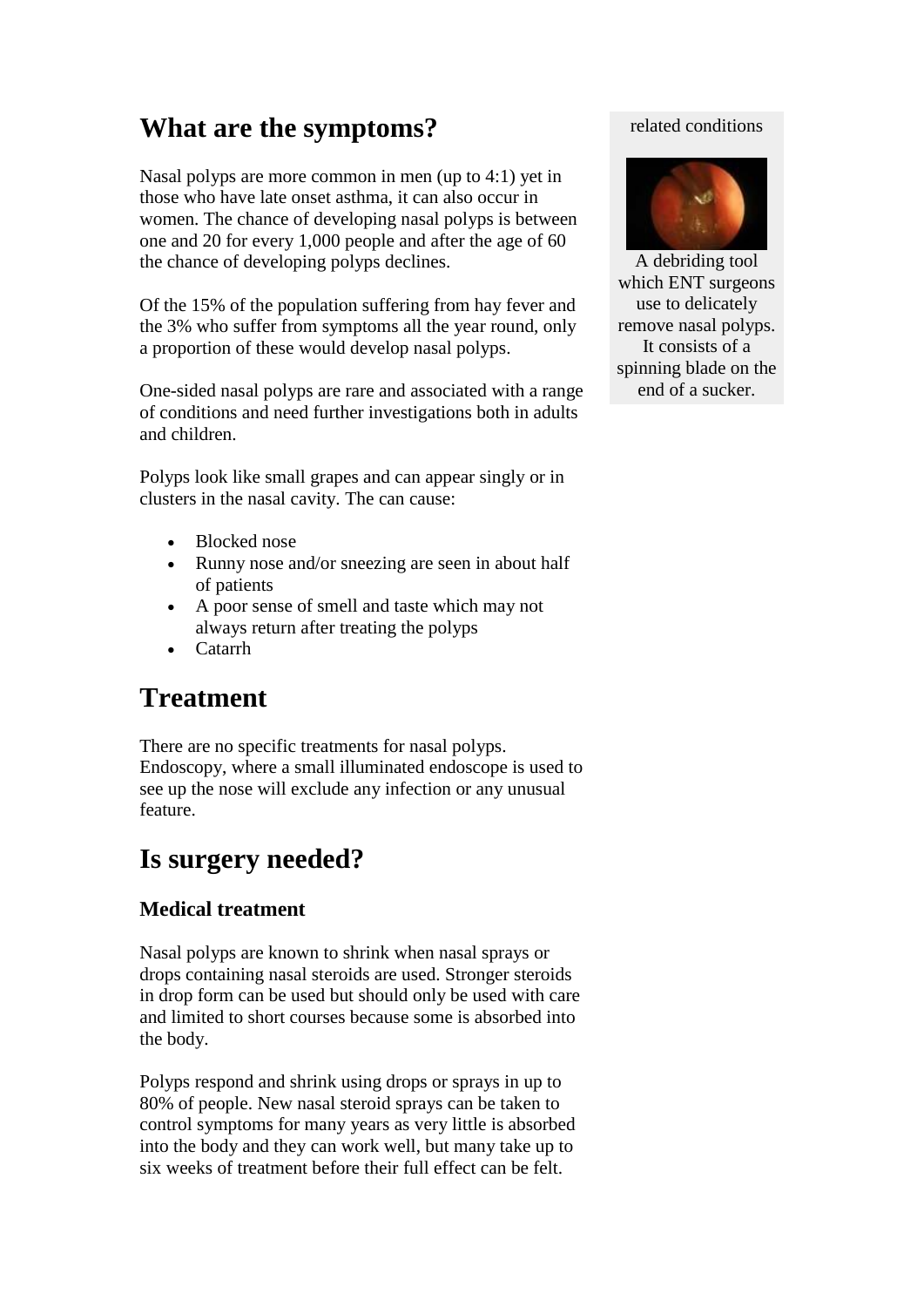## What are the symptoms?

Nasal polyps are more common in men (up to 4:1) yet in those who have late onset asthma, it can also occur in women. The chance of developing nasal polyps is between one and 20 for every 1,000 people and after the age of 60 the chance of developing polyps declines.

Of the 15% of the population suffering from hay fever and the 3% who suffer from symptoms all the year round, only a proportion of these would develop nasal polyps.

One-sided nasal polyps are rare and associated with a range of conditions and need further investigations both in adults and children.

Polyps look like small grapes and can appear singly or in clusters in the nasal cavity. The can cause:

- Blocked nose
- Runny nose and/or sneezing are seen in about half of patients
- A poor sense of smell and taste which may not always return after treating the polyps
- Catarrh

related conditions

A debriding tool which ENT surgeons use to delicately remove nasal polyps. It consists of a spinning blade on the end of a sucker.

## Treatment

There are no specific treatments for nasal polyps. Endoscopy, where a small illuminated endoscope is used to see up the nose will exclude any infection or any unusual feature.

## Is surgery needed?

### Medical treatment

Nasal polyps are known to shrink when nasal sprays or drops containing nasal steroids are used. Stronger steroids in drop form can be used but should only be used with care and limited to short courses because some is absorbed into the body.

Polyps respond and shrink using drops or sprays in up to 80% of people. New nasal steroid sprays can be taken to control symptoms for many years as very little is absorbed into the body and they can work well, but many take up to six weeks of treatment before their full effect can be felt.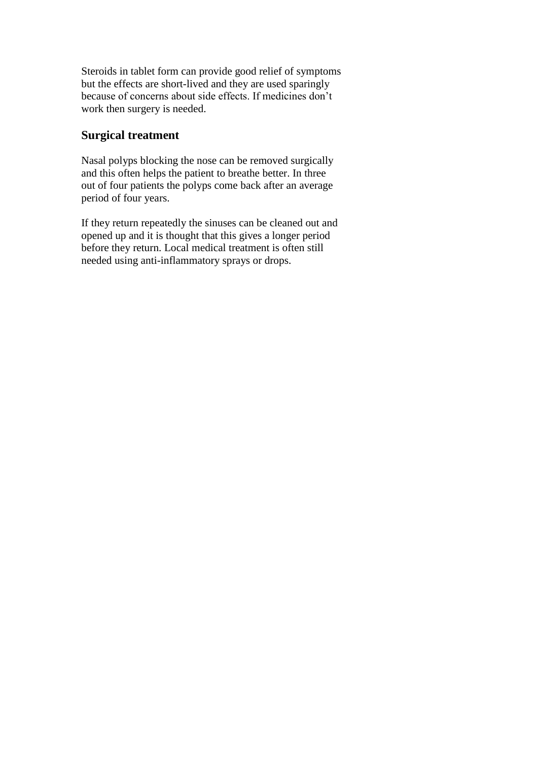Steroids in tablet form can provide good relief of symptoms but the effects are short-lived and they are used sparingly because of concerns about side effects. If medicines don't work then surgery is needed.

## Surgical treatment

Nasal polyps blocking the nose can be removed surgically and this often helps the patient to breathe better. In three out of four patients the polyps come back after an average period of four years.

If they return repeatedly the sinuses can be cleaned out and opened up and it is thought that this gives a longer period before they return. Local medical treatment is often still needed using anti-inflammatory sprays or drops.